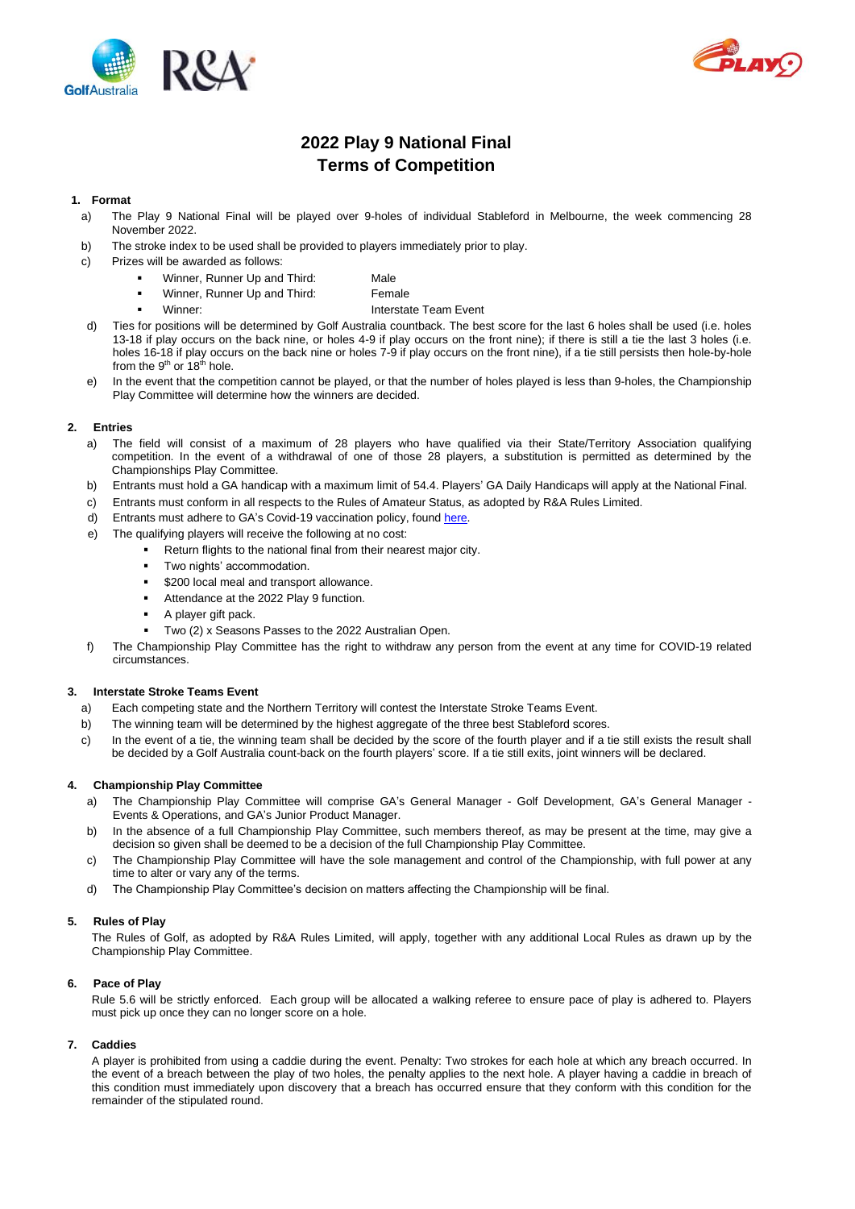# 2022 Play 9 National Final
# Terms of Competition

## 1. Format

a) The Play 9 National Final will be played over 9-holes of individual Stableford in Melbourne, the week commencing 28 November 2022.

b) The stroke index to be used shall be provided to players immediately prior to play.

c) Prizes will be awarded as follows:

- Winner, Runner Up and Third: Male
- Winner, Runner Up and Third: Female
- Winner: Interstate Team Event

d) Ties for positions will be determined by Golf Australia countback. The best score for the last 6 holes shall be used (i.e. holes 13-18 if play occurs on the back nine, or holes 4-9 if play occurs on the front nine); if there is still a tie the last 3 holes (i.e. holes 16-18 if play occurs on the back nine or holes 7-9 if play occurs on the front nine), if a tie still persists then hole-by-hole from the 9th or 18th hole.

e) In the event that the competition cannot be played, or that the number of holes played is less than 9-holes, the Championship Play Committee will determine how the winners are decided.

## 2. Entries

a) The field will consist of a maximum of 28 players who have qualified via their State/Territory Association qualifying competition. In the event of a withdrawal of one of those 28 players, a substitution is permitted as determined by the Championships Play Committee.

b) Entrants must hold a GA handicap with a maximum limit of 54.4. Players' GA Daily Handicaps will apply at the National Final.

c) Entrants must conform in all respects to the Rules of Amateur Status, as adopted by R&A Rules Limited.

d) Entrants must adhere to GA's Covid-19 vaccination policy, found here.

e) The qualifying players will receive the following at no cost:

- Return flights to the national final from their nearest major city.
- Two nights' accommodation.
- $200 local meal and transport allowance.
- Attendance at the 2022 Play 9 function.
- A player gift pack.
- Two (2) x Seasons Passes to the 2022 Australian Open.

f) The Championship Play Committee has the right to withdraw any person from the event at any time for COVID-19 related circumstances.

## 3. Interstate Stroke Teams Event

a) Each competing state and the Northern Territory will contest the Interstate Stroke Teams Event.

b) The winning team will be determined by the highest aggregate of the three best Stableford scores.

c) In the event of a tie, the winning team shall be decided by the score of the fourth player and if a tie still exists the result shall be decided by a Golf Australia count-back on the fourth players' score. If a tie still exits, joint winners will be declared.

## 4. Championship Play Committee

a) The Championship Play Committee will comprise GA's General Manager - Golf Development, GA's General Manager - Events & Operations, and GA's Junior Product Manager.

b) In the absence of a full Championship Play Committee, such members thereof, as may be present at the time, may give a decision so given shall be deemed to be a decision of the full Championship Play Committee.

c) The Championship Play Committee will have the sole management and control of the Championship, with full power at any time to alter or vary any of the terms.

d) The Championship Play Committee's decision on matters affecting the Championship will be final.

## 5. Rules of Play

The Rules of Golf, as adopted by R&A Rules Limited, will apply, together with any additional Local Rules as drawn up by the Championship Play Committee.

## 6. Pace of Play

Rule 5.6 will be strictly enforced. Each group will be allocated a walking referee to ensure pace of play is adhered to. Players must pick up once they can no longer score on a hole.

## 7. Caddies

A player is prohibited from using a caddie during the event. Penalty: Two strokes for each hole at which any breach occurred. In the event of a breach between the play of two holes, the penalty applies to the next hole. A player having a caddie in breach of this condition must immediately upon discovery that a breach has occurred ensure that they conform with this condition for the remainder of the stipulated round.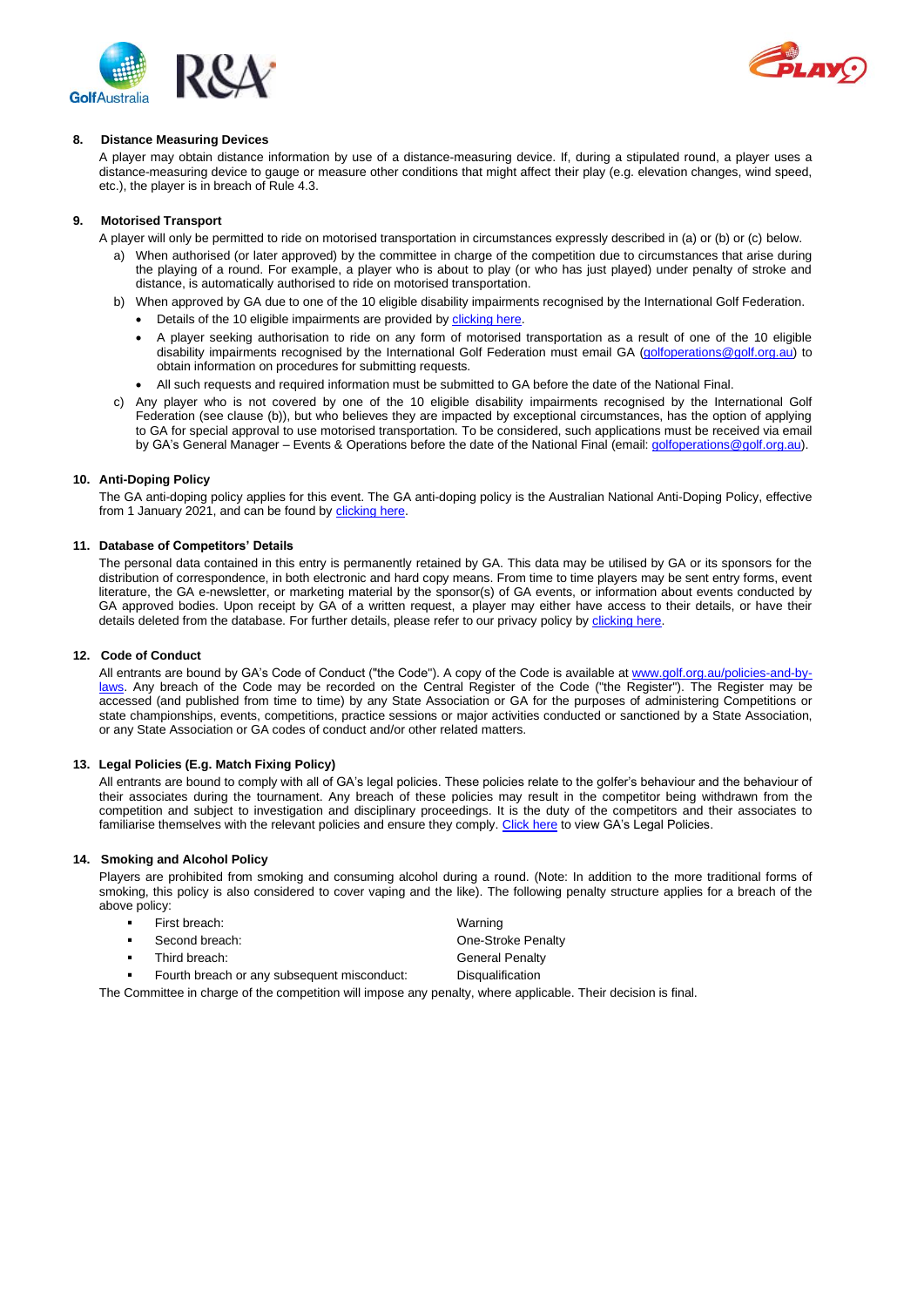## 8. Distance Measuring Devices

A player may obtain distance information by use of a distance-measuring device. If, during a stipulated round, a player uses a distance-measuring device to gauge or measure other conditions that might affect their play (e.g. elevation changes, wind speed, etc.), the player is in breach of Rule 4.3.

## 9. Motorised Transport

A player will only be permitted to ride on motorised transportation in circumstances expressly described in (a) or (b) or (c) below.

a) When authorised (or later approved) by the committee in charge of the competition due to circumstances that arise during the playing of a round. For example, a player who is about to play (or who has just played) under penalty of stroke and distance, is automatically authorised to ride on motorised transportation.

b) When approved by GA due to one of the 10 eligible disability impairments recognised by the International Golf Federation.
   - Details of the 10 eligible impairments are provided by [clicking here](#).
   - A player seeking authorisation to ride on any form of motorised transportation as a result of one of the 10 eligible disability impairments recognised by the International Golf Federation must email GA (golfoperations@golf.org.au) to obtain information on procedures for submitting requests.
   - All such requests and required information must be submitted to GA before the date of the National Final.

c) Any player who is not covered by one of the 10 eligible disability impairments recognised by the International Golf Federation (see clause (b)), but who believes they are impacted by exceptional circumstances, has the option of applying to GA for special approval to use motorised transportation. To be considered, such applications must be received via email by GA's General Manager – Events & Operations before the date of the National Final (email: golfoperations@golf.org.au).

## 10. Anti-Doping Policy

The GA anti-doping policy applies for this event. The GA anti-doping policy is the Australian National Anti-Doping Policy, effective from 1 January 2021, and can be found by [clicking here](#).

## 11. Database of Competitors' Details

The personal data contained in this entry is permanently retained by GA. This data may be utilised by GA or its sponsors for the distribution of correspondence, in both electronic and hard copy means. From time to time players may be sent entry forms, event literature, the GA e-newsletter, or marketing material by the sponsor(s) of GA events, or information about events conducted by GA approved bodies. Upon receipt by GA of a written request, a player may either have access to their details, or have their details deleted from the database. For further details, please refer to our privacy policy by [clicking here](#).

## 12. Code of Conduct

All entrants are bound by GA's Code of Conduct ("the Code"). A copy of the Code is available at www.golf.org.au/policies-and-by-laws. Any breach of the Code may be recorded on the Central Register of the Code ("the Register"). The Register may be accessed (and published from time to time) by any State Association or GA for the purposes of administering Competitions or state championships, events, competitions, practice sessions or major activities conducted or sanctioned by a State Association, or any State Association or GA codes of conduct and/or other related matters.

## 13. Legal Policies (E.g. Match Fixing Policy)

All entrants are bound to comply with all of GA's legal policies. These policies relate to the golfer's behaviour and the behaviour of their associates during the tournament. Any breach of these policies may result in the competitor being withdrawn from the competition and subject to investigation and disciplinary proceedings. It is the duty of the competitors and their associates to familiarise themselves with the relevant policies and ensure they comply. [Click here](#) to view GA's Legal Policies.

## 14. Smoking and Alcohol Policy

Players are prohibited from smoking and consuming alcohol during a round. (Note: In addition to the more traditional forms of smoking, this policy is also considered to cover vaping and the like). The following penalty structure applies for a breach of the above policy:

- First breach: Warning
- Second breach: One-Stroke Penalty
- Third breach: General Penalty
- Fourth breach or any subsequent misconduct: Disqualification

The Committee in charge of the competition will impose any penalty, where applicable. Their decision is final.